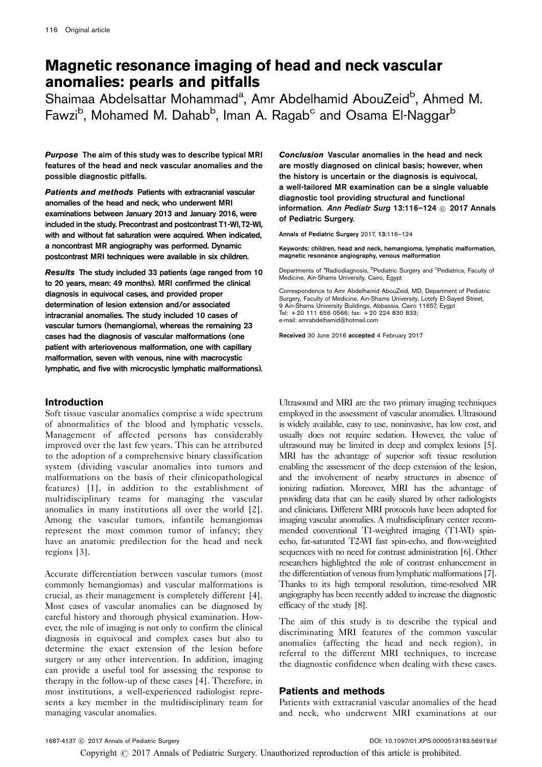# Magnetic resonance imaging of head and neck vascular anomalies: pearls and pitfalls

Shaimaa Abdelsattar Mohammad[a], Amr Abdelhamid AbouZeid[b], Ahmed M. Fawzi[b], Mohamed M. Dahab[b], Iman A. Ragab[c] and Osama El-Naggar[b]

***Purpose*** **The aim of this study was to describe typical MRI features of the head and neck vascular anomalies and the possible diagnostic pitfalls.**

***Patients and methods*** **Patients with extracranial vascular anomalies of the head and neck, who underwent MRI examinations between January 2013 and January 2016, were included in the study. Precontrast and postcontrast T1-WI, T2-WI, with and without fat saturation were acquired. When indicated, a noncontrast MR angiography was performed. Dynamic postcontrast MRI techniques were available in six children.**

***Results*** **The study included 33 patients (age ranged from 10 to 20 years, mean: 49 months). MRI confirmed the clinical diagnosis in equivocal cases, and provided proper determination of lesion extension and/or associated intracranial anomalies. The study included 10 cases of vascular tumors (hemangioma), whereas the remaining 23 cases had the diagnosis of vascular malformations (one patient with arteriovenous malformation, one with capillary malformation, seven with venous, nine with macrocystic lymphatic, and five with microcystic lymphatic malformations).**

***Conclusion*** **Vascular anomalies in the head and neck are mostly diagnosed on clinical basis; however, when the history is uncertain or the diagnosis is equivocal, a well-tailored MR examination can be a single valuable diagnostic tool providing structural and functional information.** *Ann Pediatr Surg* **13:116–124 © 2017 Annals of Pediatric Surgery.**

Annals of Pediatric Surgery 2017, 13:116–124

**Keywords: children, head and neck, hemangioma, lymphatic malformation, magnetic resonance angiography, venous malformation**

Departments of [a]Radiodiagnosis, [b]Pediatric Surgery and [c]Pediatrics, Faculty of Medicine, Ain-Shams University, Cairo, Egypt

Correspondence to Amr Abdelhamid AbouZeid, MD, Department of Pediatric Surgery, Faculty of Medicine, Ain-Shams University, Lotefy El-Sayed Street, 9 Ain-Shams University Buildings, Abbassia, Cairo 11657, Egypt
Tel: +20 111 656 0566; fax: +20 224 830 833;
e-mail: amrabdelhamid@hotmail.com

Received 30 June 2016 accepted 4 February 2017

## Introduction

Soft tissue vascular anomalies comprise a wide spectrum of abnormalities of the blood and lymphatic vessels. Management of affected persons has considerably improved over the last few years. This can be attributed to the adoption of a comprehensive binary classification system (dividing vascular anomalies into tumors and malformations on the basis of their clinicopathological features) [1], in addition to the establishment of multidisciplinary teams for managing the vascular anomalies in many institutions all over the world [2]. Among the vascular tumors, infantile hemangiomas represent the most common tumor of infancy; they have an anatomic predilection for the head and neck regions [3].

Accurate differentiation between vascular tumors (most commonly hemangiomas) and vascular malformations is crucial, as their management is completely different [4]. Most cases of vascular anomalies can be diagnosed by careful history and thorough physical examination. However, the role of imaging is not only to confirm the clinical diagnosis in equivocal and complex cases but also to determine the exact extension of the lesion before surgery or any other intervention. In addition, imaging can provide a useful tool for assessing the response to therapy in the follow-up of these cases [4]. Therefore, in most institutions, a well-experienced radiologist represents a key member in the multidisciplinary team for managing vascular anomalies.

Ultrasound and MRI are the two primary imaging techniques employed in the assessment of vascular anomalies. Ultrasound is widely available, easy to use, noninvasive, has low cost, and usually does not require sedation. However, the value of ultrasound may be limited in deep and complex lesions [5]. MRI has the advantage of superior soft tissue resolution enabling the assessment of the deep extension of the lesion, and the involvement of nearby structures in absence of ionizing radiation. Moreover, MRI has the advantage of providing data that can be easily shared by other radiologists and clinicians. Different MRI protocols have been adopted for imaging vascular anomalies. A multidisciplinary center recommended conventional T1-weighted imaging (T1-WI) spin-echo, fat-saturated T2-WI fast spin-echo, and flow-weighted sequences with no need for contrast administration [6]. Other researchers highlighted the role of contrast enhancement in the differentiation of venous from lymphatic malformations [7]. Thanks to its high temporal resolution, time-resolved MR angiography has been recently added to increase the diagnostic efficacy of the study [8].

The aim of this study is to describe the typical and discriminating MRI features of the common vascular anomalies (affecting the head and neck region), in referral to the different MRI techniques, to increase the diagnostic confidence when dealing with these cases.

## Patients and methods

Patients with extracranial vascular anomalies of the head and neck, who underwent MRI examinations at our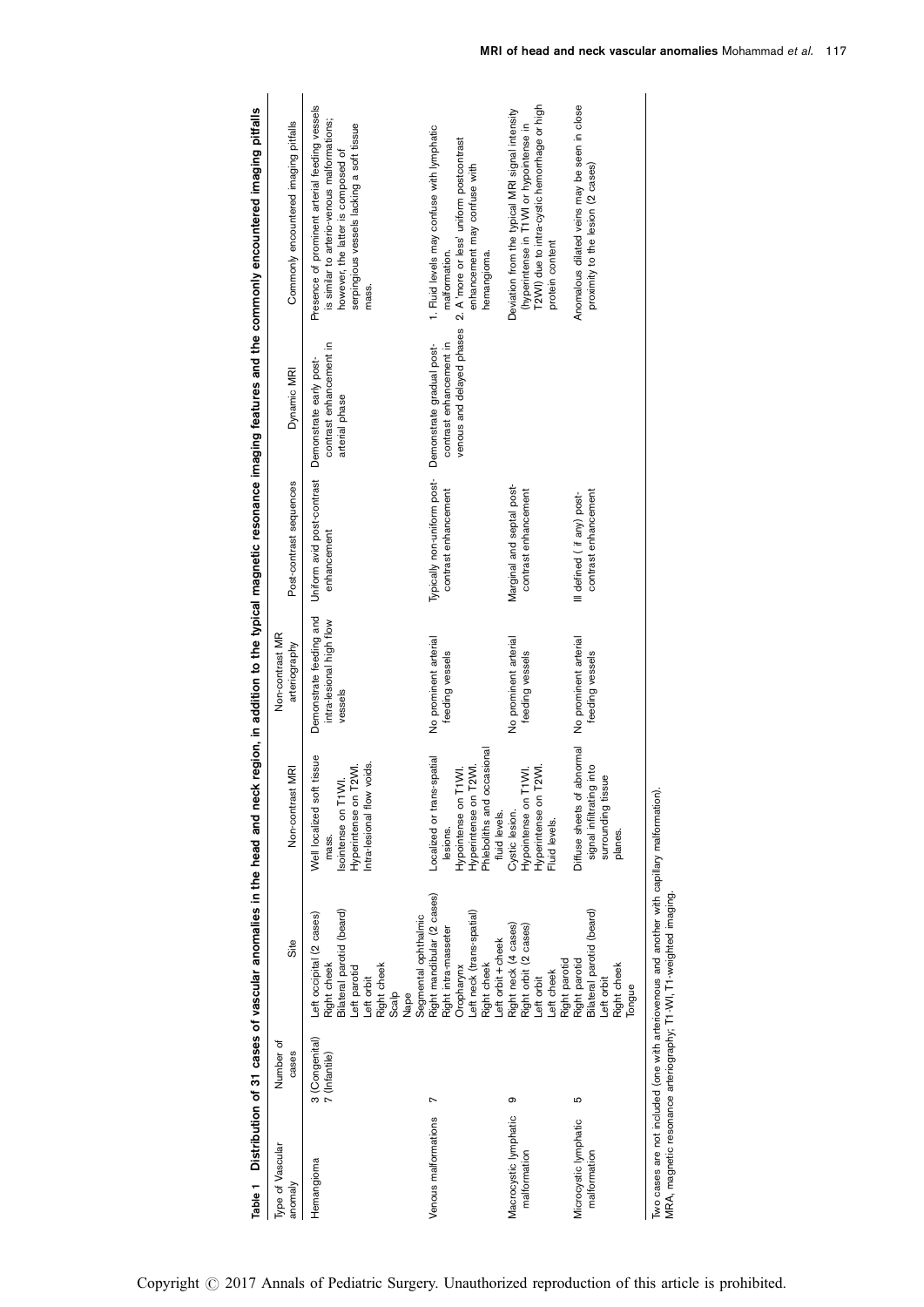**Table 1 Distribution of 31 cases of vascular anomalies in the head and neck region, in addition to the typical magnetic resonance imaging features and the commonly encountered imaging pitfalls**

| Type of Vascular anomaly | Number of cases | Site | Non-contrast MRI | Non-contrast MR arteriography | Post-contrast sequences | Dynamic MRI | Commonly encountered imaging pitfalls |
|---|---|---|---|---|---|---|---|
| Hemangioma | 3 (Congenital) 7 (Infantile) | Left occipital (2 cases) Right cheek Bilateral parotid (beard) Left parotid Left orbit Right cheek Scalp Nape Segmental ophthalmic | Well localized soft tissue mass. Isointense on T1WI. Hyperintense on T2WI. Intra-lesional flow voids. | Demonstrate feeding and intra-lesional high flow vessels | Uniform avid post-contrast enhancement | Demonstrate early post-contrast enhancement in arterial phase | Presence of prominent arterial feeding vessels is similar to arterio-venous malformations; however, the latter is composed of serpiginous vessels lacking a soft tissue mass. |
| Venous malformations | 7 | Right mandibular (2 cases) Right intra-masseter Oropharynx Left neck (trans-spatial) Right cheek Left orbit + cheek | Localized or trans-spatial lesions. Hypointense on T1WI. Hyperintense on T2WI. Phleboliths and occasional fluid levels. | No prominent arterial feeding vessels | Typically non-uniform post-contrast enhancement | Demonstrate gradual post-contrast enhancement in venous and delayed phases | 1. Fluid levels may confuse with lymphatic malformation. 2. A 'more or less' uniform postcontrast enhancement may confuse with hemangioma. |
| Macrocystic lymphatic malformation | 9 | Right neck (4 cases) Right orbit (2 cases) Left orbit Left cheek Right parotid | Cystic lesion. Hypointense on T1WI. Hyperintense on T2WI. Fluid levels. | No prominent arterial feeding vessels | Marginal and septal post-contrast enhancement | | Deviation from the typical MRI signal intensity (hyperintense in T1WI or hypointense in T2WI) due to intra-cystic hemorrhage or high protein content |
| Microcystic lymphatic malformation | 5 | Right parotid Bilateral parotid (beard) Left orbit Right cheek Tongue | Diffuse sheets of abnormal signal infiltrating into surrounding tissue planes. | No prominent arterial feeding vessels | Ill defined (if any) post-contrast enhancement | | Anomalous dilated veins may be seen in close proximity to the lesion (2 cases) |

Two cases are not included (one with arteriovenous and another with capillary malformation).
MRA, magnetic resonance arteriography; T1-WI, T1-weighted imaging.

Copyright © 2017 Annals of Pediatric Surgery. Unauthorized reproduction of this article is prohibited.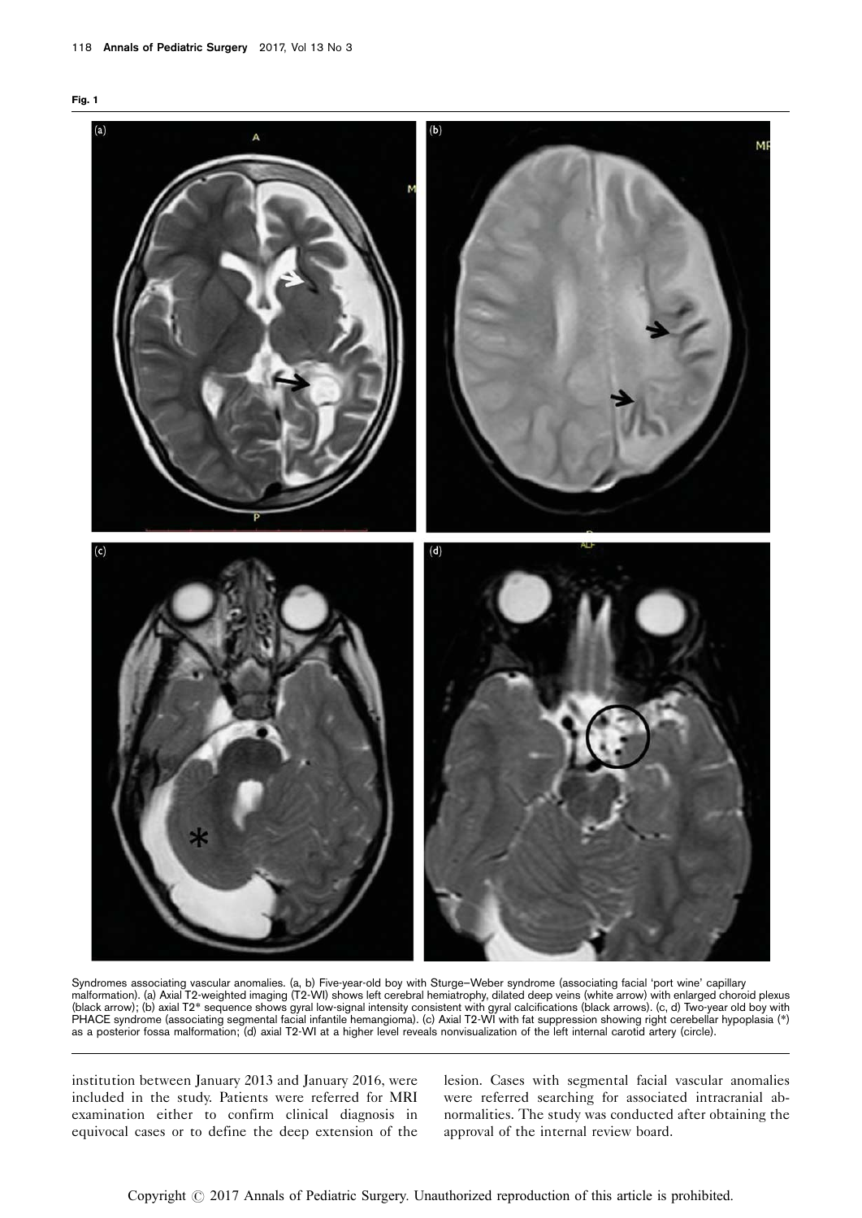**Fig. 1**

Syndromes associating vascular anomalies. (a, b) Five-year-old boy with Sturge–Weber syndrome (associating facial 'port wine' capillary malformation). (a) Axial T2-weighted imaging (T2-WI) shows left cerebral hemiatrophy, dilated deep veins (white arrow) with enlarged choroid plexus (black arrow); (b) axial T2* sequence shows gyral low-signal intensity consistent with gyral calcifications (black arrows). (c, d) Two-year old boy with PHACE syndrome (associating segmental facial infantile hemangioma). (c) Axial T2-WI with fat suppression showing right cerebellar hypoplasia (*) as a posterior fossa malformation; (d) axial T2-WI at a higher level reveals nonvisualization of the left internal carotid artery (circle).

institution between January 2013 and January 2016, were included in the study. Patients were referred for MRI examination either to confirm clinical diagnosis in equivocal cases or to define the deep extension of the lesion. Cases with segmental facial vascular anomalies were referred searching for associated intracranial abnormalities. The study was conducted after obtaining the approval of the internal review board.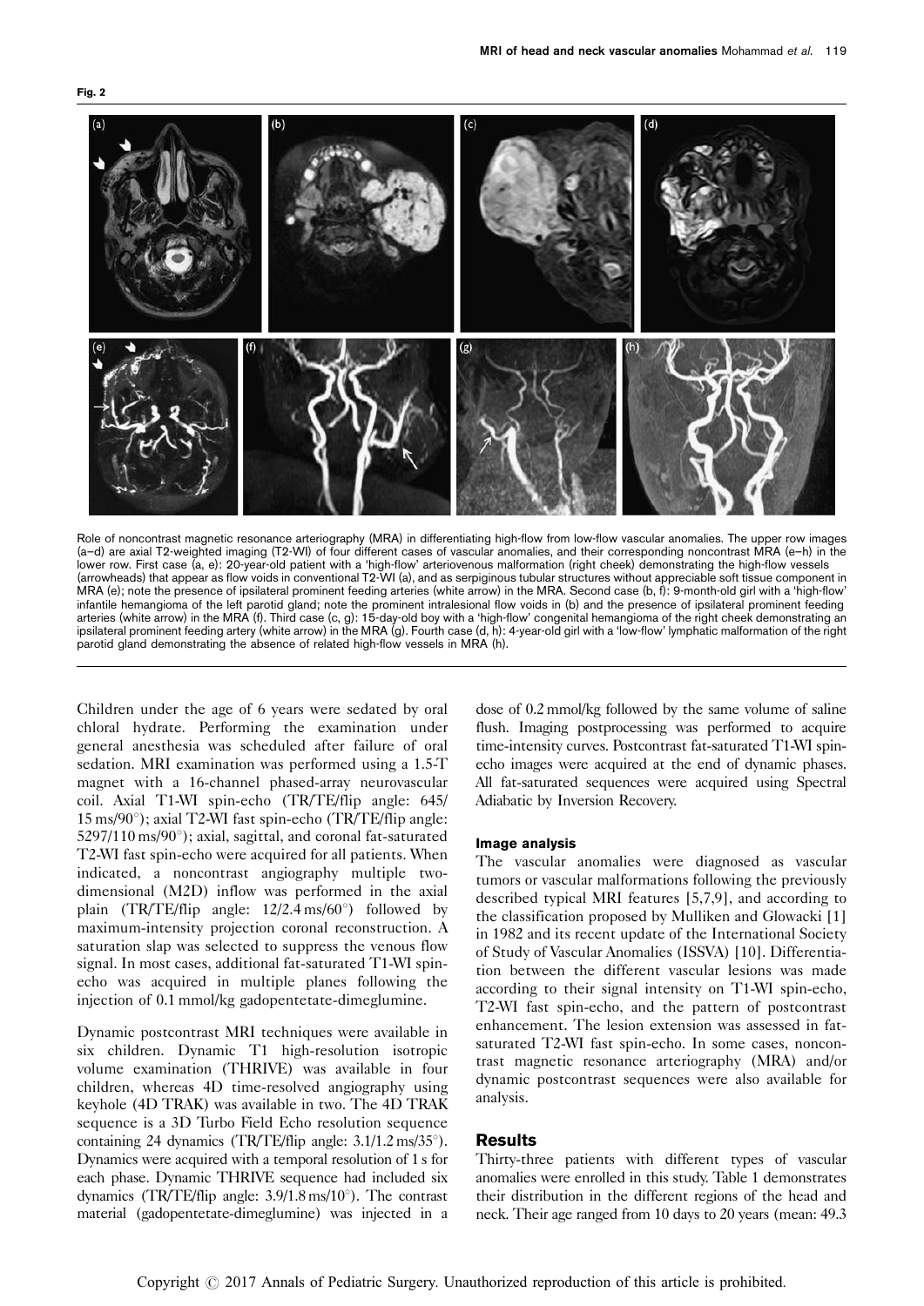**Fig. 2**

Role of noncontrast magnetic resonance arteriography (MRA) in differentiating high-flow from low-flow vascular anomalies. The upper row images (a–d) are axial T2-weighted imaging (T2-WI) of four different cases of vascular anomalies, and their corresponding noncontrast MRA (e–h) in the lower row. First case (a, e): 20-year-old patient with a 'high-flow' arteriovenous malformation (right cheek) demonstrating the high-flow vessels (arrowheads) that appear as flow voids in conventional T2-WI (a), and as serpiginous tubular structures without appreciable soft tissue component in MRA (e); note the presence of ipsilateral prominent feeding arteries (white arrow) in the MRA. Second case (b, f): 9-month-old girl with a 'high-flow' infantile hemangioma of the left parotid gland; note the prominent intralesional flow voids in (b) and the presence of ipsilateral prominent feeding arteries (white arrow) in the MRA (f). Third case (c, g): 15-day-old boy with a 'high-flow' congenital hemangioma of the right cheek demonstrating an ipsilateral prominent feeding artery (white arrow) in the MRA (g). Fourth case (d, h): 4-year-old girl with a 'low-flow' lymphatic malformation of the right parotid gland demonstrating the absence of related high-flow vessels in MRA (h).

Children under the age of 6 years were sedated by oral chloral hydrate. Performing the examination under general anesthesia was scheduled after failure of oral sedation. MRI examination was performed using a 1.5-T magnet with a 16-channel phased-array neurovascular coil. Axial T1-WI spin-echo (TR/TE/flip angle: 645/15 ms/90°); axial T2-WI fast spin-echo (TR/TE/flip angle: 5297/110 ms/90°); axial, sagittal, and coronal fat-saturated T2-WI fast spin-echo were acquired for all patients. When indicated, a noncontrast angiography multiple two-dimensional (M2D) inflow was performed in the axial plain (TR/TE/flip angle: 12/2.4 ms/60°) followed by maximum-intensity projection coronal reconstruction. A saturation slap was selected to suppress the venous flow signal. In most cases, additional fat-saturated T1-WI spin-echo was acquired in multiple planes following the injection of 0.1 mmol/kg gadopentetate-dimeglumine.

Dynamic postcontrast MRI techniques were available in six children. Dynamic T1 high-resolution isotropic volume examination (THRIVE) was available in four children, whereas 4D time-resolved angiography using keyhole (4D TRAK) was available in two. The 4D TRAK sequence is a 3D Turbo Field Echo resolution sequence containing 24 dynamics (TR/TE/flip angle: 3.1/1.2 ms/35°). Dynamics were acquired with a temporal resolution of 1 s for each phase. Dynamic THRIVE sequence had included six dynamics (TR/TE/flip angle: 3.9/1.8 ms/10°). The contrast material (gadopentetate-dimeglumine) was injected in a dose of 0.2 mmol/kg followed by the same volume of saline flush. Imaging postprocessing was performed to acquire time-intensity curves. Postcontrast fat-saturated T1-WI spin-echo images were acquired at the end of dynamic phases. All fat-saturated sequences were acquired using Spectral Adiabatic by Inversion Recovery.

#### Image analysis

The vascular anomalies were diagnosed as vascular tumors or vascular malformations following the previously described typical MRI features [5,7,9], and according to the classification proposed by Mulliken and Glowacki [1] in 1982 and its recent update of the International Society of Study of Vascular Anomalies (ISSVA) [10]. Differentiation between the different vascular lesions was made according to their signal intensity on T1-WI spin-echo, T2-WI fast spin-echo, and the pattern of postcontrast enhancement. The lesion extension was assessed in fat-saturated T2-WI fast spin-echo. In some cases, noncontrast magnetic resonance arteriography (MRA) and/or dynamic postcontrast sequences were also available for analysis.

## Results

Thirty-three patients with different types of vascular anomalies were enrolled in this study. Table 1 demonstrates their distribution in the different regions of the head and neck. Their age ranged from 10 days to 20 years (mean: 49.3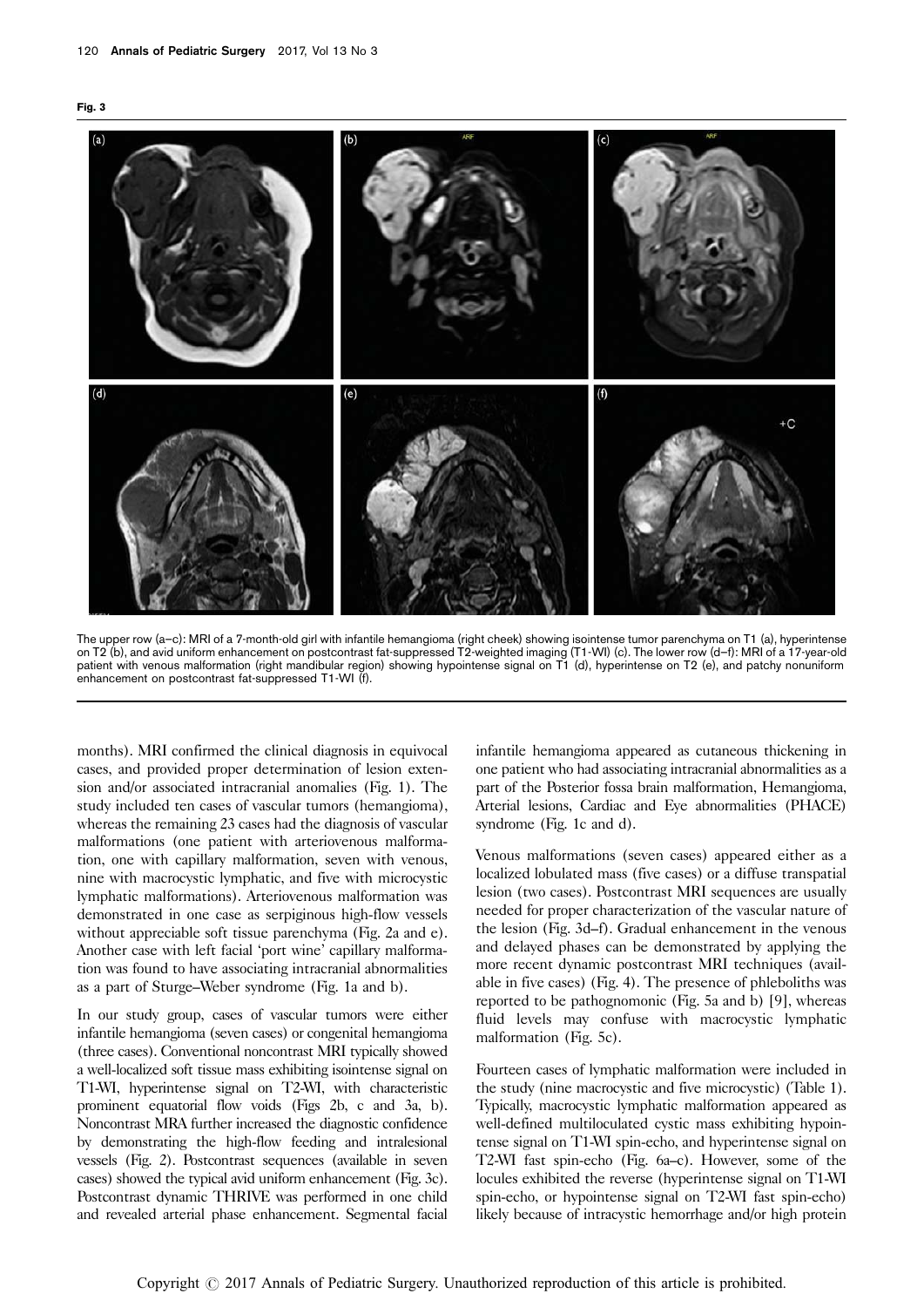Fig. 3

The upper row (a–c): MRI of a 7-month-old girl with infantile hemangioma (right cheek) showing isointense tumor parenchyma on T1 (a), hyperintense on T2 (b), and avid uniform enhancement on postcontrast fat-suppressed T2-weighted imaging (T1-WI) (c). The lower row (d–f): MRI of a 17-year-old patient with venous malformation (right mandibular region) showing hypointense signal on T1 (d), hyperintense on T2 (e), and patchy nonuniform enhancement on postcontrast fat-suppressed T1-WI (f).

months). MRI confirmed the clinical diagnosis in equivocal cases, and provided proper determination of lesion extension and/or associated intracranial anomalies (Fig. 1). The study included ten cases of vascular tumors (hemangioma), whereas the remaining 23 cases had the diagnosis of vascular malformations (one patient with arteriovenous malformation, one with capillary malformation, seven with venous, nine with macrocystic lymphatic, and five with microcystic lymphatic malformations). Arteriovenous malformation was demonstrated in one case as serpiginous high-flow vessels without appreciable soft tissue parenchyma (Fig. 2a and e). Another case with left facial 'port wine' capillary malformation was found to have associating intracranial abnormalities as a part of Sturge–Weber syndrome (Fig. 1a and b).

In our study group, cases of vascular tumors were either infantile hemangioma (seven cases) or congenital hemangioma (three cases). Conventional noncontrast MRI typically showed a well-localized soft tissue mass exhibiting isointense signal on T1-WI, hyperintense signal on T2-WI, with characteristic prominent equatorial flow voids (Figs 2b, c and 3a, b). Noncontrast MRA further increased the diagnostic confidence by demonstrating the high-flow feeding and intralesional vessels (Fig. 2). Postcontrast sequences (available in seven cases) showed the typical avid uniform enhancement (Fig. 3c). Postcontrast dynamic THRIVE was performed in one child and revealed arterial phase enhancement. Segmental facial infantile hemangioma appeared as cutaneous thickening in one patient who had associating intracranial abnormalities as a part of the Posterior fossa brain malformation, Hemangioma, Arterial lesions, Cardiac and Eye abnormalities (PHACE) syndrome (Fig. 1c and d).

Venous malformations (seven cases) appeared either as a localized lobulated mass (five cases) or a diffuse transpatial lesion (two cases). Postcontrast MRI sequences are usually needed for proper characterization of the vascular nature of the lesion (Fig. 3d–f). Gradual enhancement in the venous and delayed phases can be demonstrated by applying the more recent dynamic postcontrast MRI techniques (available in five cases) (Fig. 4). The presence of phleboliths was reported to be pathognomonic (Fig. 5a and b) [9], whereas fluid levels may confuse with macrocystic lymphatic malformation (Fig. 5c).

Fourteen cases of lymphatic malformation were included in the study (nine macrocystic and five microcystic) (Table 1). Typically, macrocystic lymphatic malformation appeared as well-defined multiloculated cystic mass exhibiting hypointense signal on T1-WI spin-echo, and hyperintense signal on T2-WI fast spin-echo (Fig. 6a–c). However, some of the locules exhibited the reverse (hyperintense signal on T1-WI spin-echo, or hypointense signal on T2-WI fast spin-echo) likely because of intracystic hemorrhage and/or high protein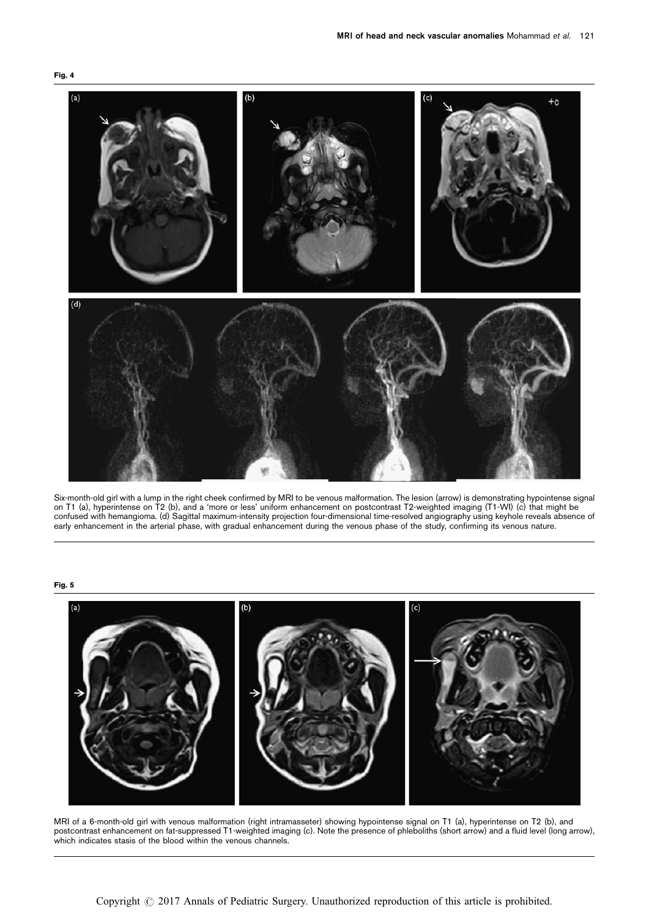**Fig. 4**

Six-month-old girl with a lump in the right cheek confirmed by MRI to be venous malformation. The lesion (arrow) is demonstrating hypointense signal on T1 (a), hyperintense on T2 (b), and a 'more or less' uniform enhancement on postcontrast T2-weighted imaging (T1-WI) (c) that might be confused with hemangioma. (d) Sagittal maximum-intensity projection four-dimensional time-resolved angiography using keyhole reveals absence of early enhancement in the arterial phase, with gradual enhancement during the venous phase of the study, confirming its venous nature.

**Fig. 5**

MRI of a 6-month-old girl with venous malformation (right intramasseter) showing hypointense signal on T1 (a), hyperintense on T2 (b), and postcontrast enhancement on fat-suppressed T1-weighted imaging (c). Note the presence of phleboliths (short arrow) and a fluid level (long arrow), which indicates stasis of the blood within the venous channels.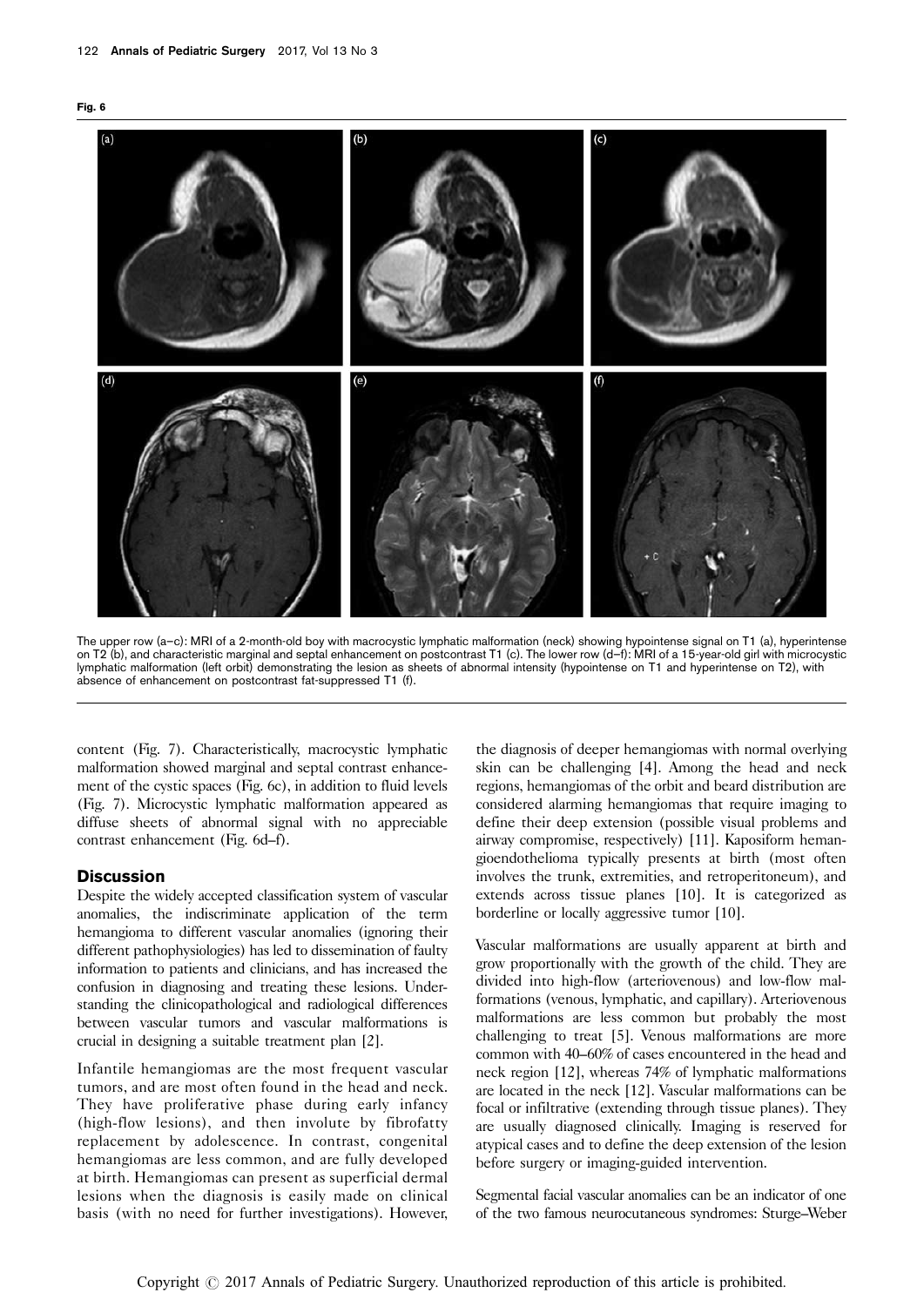**Fig. 6**

The upper row (a–c): MRI of a 2-month-old boy with macrocystic lymphatic malformation (neck) showing hypointense signal on T1 (a), hyperintense on T2 (b), and characteristic marginal and septal enhancement on postcontrast T1 (c). The lower row (d–f): MRI of a 15-year-old girl with microcystic lymphatic malformation (left orbit) demonstrating the lesion as sheets of abnormal intensity (hypointense on T1 and hyperintense on T2), with absence of enhancement on postcontrast fat-suppressed T1 (f).

content (Fig. 7). Characteristically, macrocystic lymphatic malformation showed marginal and septal contrast enhancement of the cystic spaces (Fig. 6c), in addition to fluid levels (Fig. 7). Microcystic lymphatic malformation appeared as diffuse sheets of abnormal signal with no appreciable contrast enhancement (Fig. 6d–f).

## Discussion

Despite the widely accepted classification system of vascular anomalies, the indiscriminate application of the term hemangioma to different vascular anomalies (ignoring their different pathophysiologies) has led to dissemination of faulty information to patients and clinicians, and has increased the confusion in diagnosing and treating these lesions. Understanding the clinicopathological and radiological differences between vascular tumors and vascular malformations is crucial in designing a suitable treatment plan [2].

Infantile hemangiomas are the most frequent vascular tumors, and are most often found in the head and neck. They have proliferative phase during early infancy (high-flow lesions), and then involute by fibrofatty replacement by adolescence. In contrast, congenital hemangiomas are less common, and are fully developed at birth. Hemangiomas can present as superficial dermal lesions when the diagnosis is easily made on clinical basis (with no need for further investigations). However, the diagnosis of deeper hemangiomas with normal overlying skin can be challenging [4]. Among the head and neck regions, hemangiomas of the orbit and beard distribution are considered alarming hemangiomas that require imaging to define their deep extension (possible visual problems and airway compromise, respectively) [11]. Kaposiform hemangioendothelioma typically presents at birth (most often involves the trunk, extremities, and retroperitoneum), and extends across tissue planes [10]. It is categorized as borderline or locally aggressive tumor [10].

Vascular malformations are usually apparent at birth and grow proportionally with the growth of the child. They are divided into high-flow (arteriovenous) and low-flow malformations (venous, lymphatic, and capillary). Arteriovenous malformations are less common but probably the most challenging to treat [5]. Venous malformations are more common with 40–60% of cases encountered in the head and neck region [12], whereas 74% of lymphatic malformations are located in the neck [12]. Vascular malformations can be focal or infiltrative (extending through tissue planes). They are usually diagnosed clinically. Imaging is reserved for atypical cases and to define the deep extension of the lesion before surgery or imaging-guided intervention.

Segmental facial vascular anomalies can be an indicator of one of the two famous neurocutaneous syndromes: Sturge–Weber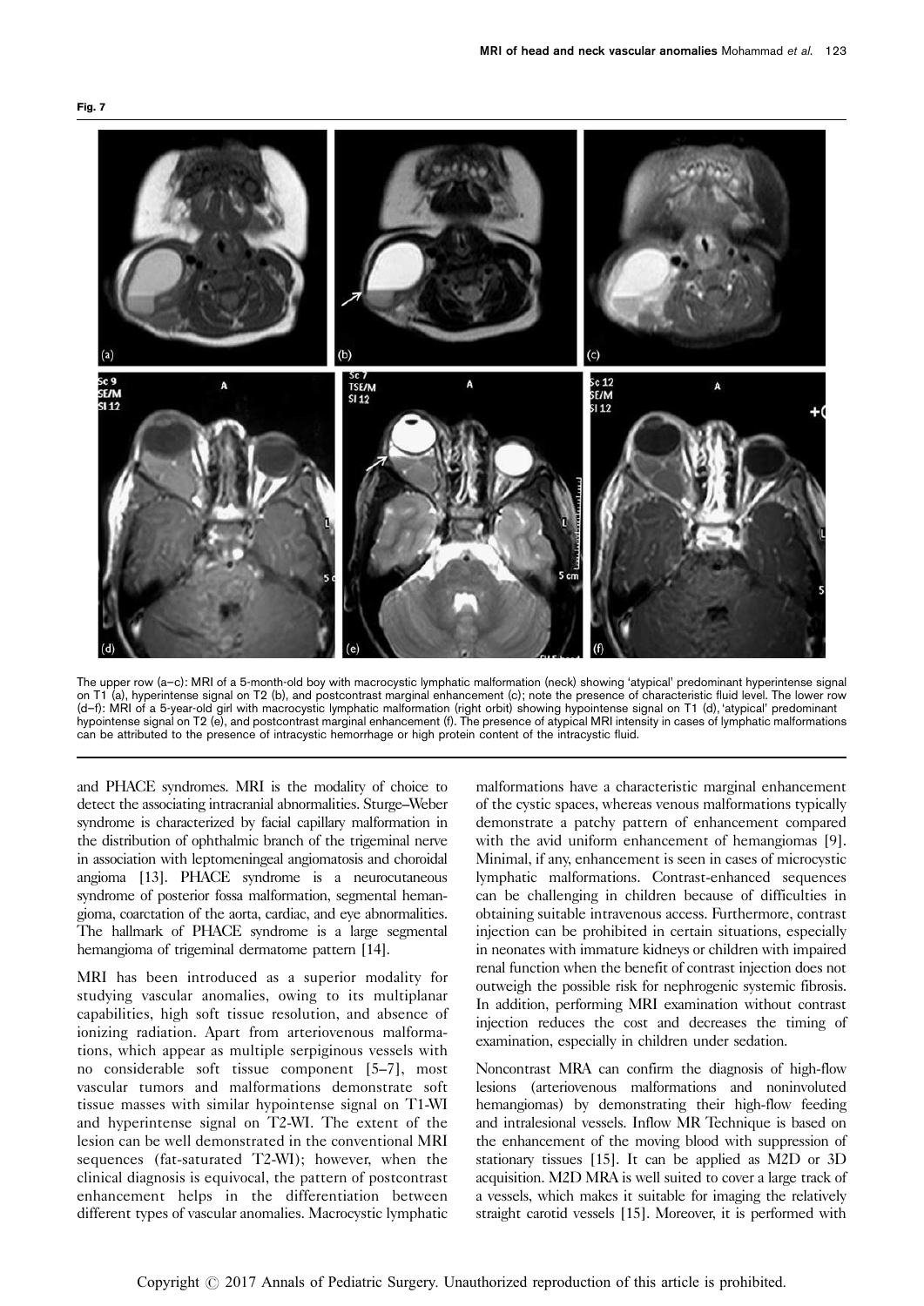Fig. 7

The upper row (a–c): MRI of a 5-month-old boy with macrocystic lymphatic malformation (neck) showing 'atypical' predominant hyperintense signal on T1 (a), hyperintense signal on T2 (b), and postcontrast marginal enhancement (c); note the presence of characteristic fluid level. The lower row (d–f): MRI of a 5-year-old girl with macrocystic lymphatic malformation (right orbit) showing hypointense signal on T1 (d), 'atypical' predominant hypointense signal on T2 (e), and postcontrast marginal enhancement (f). The presence of atypical MRI intensity in cases of lymphatic malformations can be attributed to the presence of intracystic hemorrhage or high protein content of the intracystic fluid.

and PHACE syndromes. MRI is the modality of choice to detect the associating intracranial abnormalities. Sturge–Weber syndrome is characterized by facial capillary malformation in the distribution of ophthalmic branch of the trigeminal nerve in association with leptomeningeal angiomatosis and choroidal angioma [13]. PHACE syndrome is a neurocutaneous syndrome of posterior fossa malformation, segmental hemangioma, coarctation of the aorta, cardiac, and eye abnormalities. The hallmark of PHACE syndrome is a large segmental hemangioma of trigeminal dermatome pattern [14].

MRI has been introduced as a superior modality for studying vascular anomalies, owing to its multiplanar capabilities, high soft tissue resolution, and absence of ionizing radiation. Apart from arteriovenous malformations, which appear as multiple serpiginous vessels with no considerable soft tissue component [5–7], most vascular tumors and malformations demonstrate soft tissue masses with similar hypointense signal on T1-WI and hyperintense signal on T2-WI. The extent of the lesion can be well demonstrated in the conventional MRI sequences (fat-saturated T2-WI); however, when the clinical diagnosis is equivocal, the pattern of postcontrast enhancement helps in the differentiation between different types of vascular anomalies. Macrocystic lymphatic malformations have a characteristic marginal enhancement of the cystic spaces, whereas venous malformations typically demonstrate a patchy pattern of enhancement compared with the avid uniform enhancement of hemangiomas [9]. Minimal, if any, enhancement is seen in cases of microcystic lymphatic malformations. Contrast-enhanced sequences can be challenging in children because of difficulties in obtaining suitable intravenous access. Furthermore, contrast injection can be prohibited in certain situations, especially in neonates with immature kidneys or children with impaired renal function when the benefit of contrast injection does not outweigh the possible risk for nephrogenic systemic fibrosis. In addition, performing MRI examination without contrast injection reduces the cost and decreases the timing of examination, especially in children under sedation.

Noncontrast MRA can confirm the diagnosis of high-flow lesions (arteriovenous malformations and noninvoluted hemangiomas) by demonstrating their high-flow feeding and intralesional vessels. Inflow MR Technique is based on the enhancement of the moving blood with suppression of stationary tissues [15]. It can be applied as M2D or 3D acquisition. M2D MRA is well suited to cover a large track of a vessels, which makes it suitable for imaging the relatively straight carotid vessels [15]. Moreover, it is performed with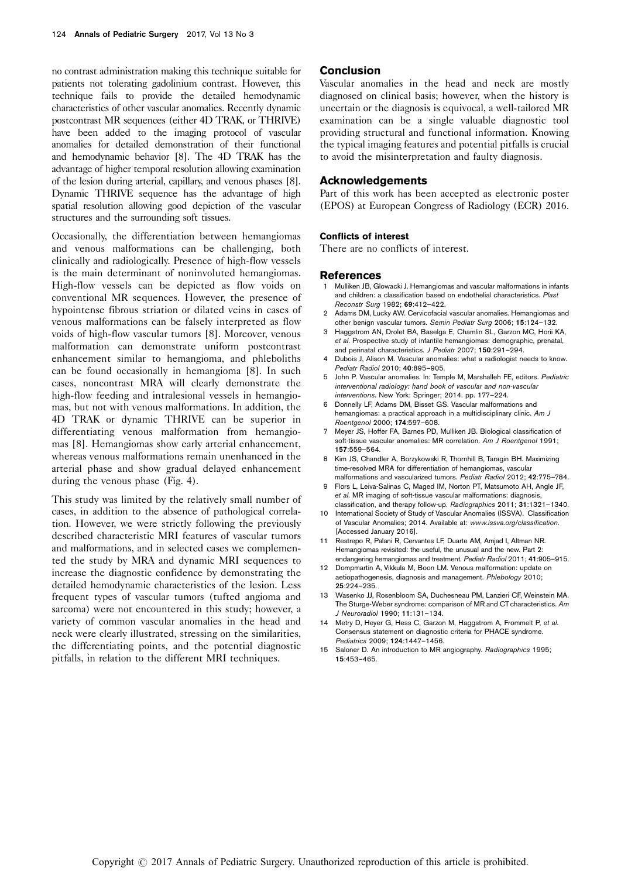no contrast administration making this technique suitable for patients not tolerating gadolinium contrast. However, this technique fails to provide the detailed hemodynamic characteristics of other vascular anomalies. Recently dynamic postcontrast MR sequences (either 4D TRAK, or THRIVE) have been added to the imaging protocol of vascular anomalies for detailed demonstration of their functional and hemodynamic behavior [8]. The 4D TRAK has the advantage of higher temporal resolution allowing examination of the lesion during arterial, capillary, and venous phases [8]. Dynamic THRIVE sequence has the advantage of high spatial resolution allowing good depiction of the vascular structures and the surrounding soft tissues.

Occasionally, the differentiation between hemangiomas and venous malformations can be challenging, both clinically and radiologically. Presence of high-flow vessels is the main determinant of noninvoluted hemangiomas. High-flow vessels can be depicted as flow voids on conventional MR sequences. However, the presence of hypointense fibrous striation or dilated veins in cases of venous malformations can be falsely interpreted as flow voids of high-flow vascular tumors [8]. Moreover, venous malformation can demonstrate uniform postcontrast enhancement similar to hemangioma, and phleboliths can be found occasionally in hemangioma [8]. In such cases, noncontrast MRA will clearly demonstrate the high-flow feeding and intralesional vessels in hemangiomas, but not with venous malformations. In addition, the 4D TRAK or dynamic THRIVE can be superior in differentiating venous malformation from hemangiomas [8]. Hemangiomas show early arterial enhancement, whereas venous malformations remain unenhanced in the arterial phase and show gradual delayed enhancement during the venous phase (Fig. 4).

This study was limited by the relatively small number of cases, in addition to the absence of pathological correlation. However, we were strictly following the previously described characteristic MRI features of vascular tumors and malformations, and in selected cases we complemented the study by MRA and dynamic MRI sequences to increase the diagnostic confidence by demonstrating the detailed hemodynamic characteristics of the lesion. Less frequent types of vascular tumors (tufted angioma and sarcoma) were not encountered in this study; however, a variety of common vascular anomalies in the head and neck were clearly illustrated, stressing on the similarities, the differentiating points, and the potential diagnostic pitfalls, in relation to the different MRI techniques.

## Conclusion

Vascular anomalies in the head and neck are mostly diagnosed on clinical basis; however, when the history is uncertain or the diagnosis is equivocal, a well-tailored MR examination can be a single valuable diagnostic tool providing structural and functional information. Knowing the typical imaging features and potential pitfalls is crucial to avoid the misinterpretation and faulty diagnosis.

## Acknowledgements

Part of this work has been accepted as electronic poster (EPOS) at European Congress of Radiology (ECR) 2016.

### Conflicts of interest

There are no conflicts of interest.

## References

1. Mulliken JB, Glowacki J. Hemangiomas and vascular malformations in infants and children: a classification based on endothelial characteristics. *Plast Reconstr Surg* 1982; **69**:412–422.
2. Adams DM, Lucky AW. Cervicofacial vascular anomalies. Hemangiomas and other benign vascular tumors. *Semin Pediatr Surg* 2006; **15**:124–132.
3. Haggstrom AN, Drolet BA, Baselga E, Chamlin SL, Garzon MC, Horii KA, *et al*. Prospective study of infantile hemangiomas: demographic, prenatal, and perinatal characteristics. *J Pediatr* 2007; **150**:291–294.
4. Dubois J, Alison M. Vascular anomalies: what a radiologist needs to know. *Pediatr Radiol* 2010; **40**:895–905.
5. John P. Vascular anomalies. In: Temple M, Marshalleh FE, editors. *Pediatric interventional radiology: hand book of vascular and non-vascular interventions*. New York: Springer; 2014. pp. 177–224.
6. Donnelly LF, Adams DM, Bisset GS. Vascular malformations and hemangiomas: a practical approach in a multidisciplinary clinic. *Am J Roentgenol* 2000; **174**:597–608.
7. Meyer JS, Hoffer FA, Barnes PD, Mulliken JB. Biological classification of soft-tissue vascular anomalies: MR correlation. *Am J Roentgenol* 1991; **157**:559–564.
8. Kim JS, Chandler A, Borzykowski R, Thornhill B, Taragin BH. Maximizing time-resolved MRA for differentiation of hemangiomas, vascular malformations and vascularized tumors. *Pediatr Radiol* 2012; **42**:775–784.
9. Flors L, Leiva-Salinas C, Maged IM, Norton PT, Matsumoto AH, Angle JF, *et al*. MR imaging of soft-tissue vascular malformations: diagnosis, classification, and therapy follow-up. *Radiographics* 2011; **31**:1321–1340.
10. International Society of Study of Vascular Anomalies (ISSVA). Classification of Vascular Anomalies; 2014. Available at: *www.issva.org/classification*. [Accessed January 2016].
11. Restrepo R, Palani R, Cervantes LF, Duarte AM, Amjad I, Altman NR. Hemangiomas revisited: the useful, the unusual and the new. Part 2: endangering hemangiomas and treatment. *Pediatr Radiol* 2011; **41**:905–915.
12. Dompmartin A, Vikkula M, Boon LM. Venous malformation: update on aetiopathogenesis, diagnosis and management. *Phlebology* 2010; **25**:224–235.
13. Wasenko JJ, Rosenbloom SA, Duchesneau PM, Lanzieri CF, Weinstein MA. The Sturge-Weber syndrome: comparison of MR and CT characteristics. *Am J Neuroradiol* 1990; **11**:131–134.
14. Metry D, Heyer G, Hess C, Garzon M, Haggstrom A, Frommelt P, *et al*. Consensus statement on diagnostic criteria for PHACE syndrome. *Pediatrics* 2009; **124**:1447–1456.
15. Saloner D. An introduction to MR angiography. *Radiographics* 1995; **15**:453–465.